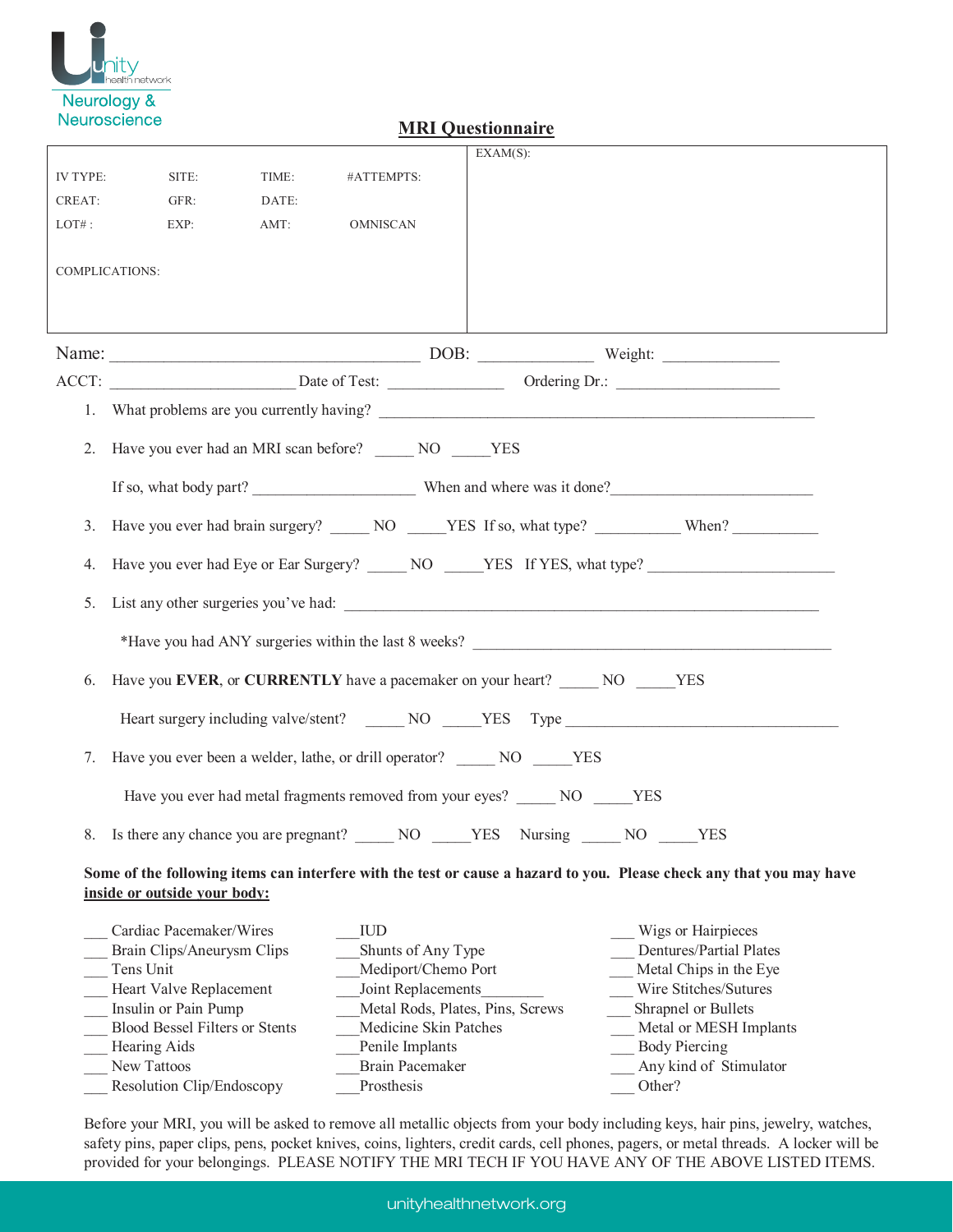Unity health network
Neurology & Neuroscience

# MRI Questionnaire

| IV TYPE: | SITE: | TIME: | #ATTEMPTS: | EXAM(S): |
|---|---|---|---|---|
| CREAT: | GFR: | DATE: | | |
| LOT# : | EXP: | AMT: | OMNISCAN | |
| COMPLICATIONS: | | | | |

Name: ____________________________________ DOB: _____________ Weight: _____________

ACCT: ______________________ Date of Test: ______________ Ordering Dr.: ____________________

1. What problems are you currently having? ____________________________________________________

2. Have you ever had an MRI scan before? _____ NO _____YES

   If so, what body part? ____________________ When and where was it done?_________________________

3. Have you ever had brain surgery? _____ NO _____YES If so, what type? __________ When? __________

4. Have you ever had Eye or Ear Surgery? _____ NO _____YES If YES, what type? _______________________

5. List any other surgeries you've had: _________________________________________________________

   *Have you had ANY surgeries within the last 8 weeks? ____________________________________________

6. Have you **EVER**, or **CURRENTLY** have a pacemaker on your heart? _____ NO _____YES

   Heart surgery including valve/stent? _____ NO _____YES Type ___________________________________

7. Have you ever been a welder, lathe, or drill operator? _____ NO _____YES

   Have you ever had metal fragments removed from your eyes? _____ NO _____YES

8. Is there any chance you are pregnant? _____ NO _____YES Nursing _____ NO _____YES

**Some of the following items can interfere with the test or cause a hazard to you. Please check any that you may have <u>inside or outside your body:</u>**

___ Cardiac Pacemaker/Wires
___ Brain Clips/Aneurysm Clips
___ Tens Unit
___ Heart Valve Replacement
___ Insulin or Pain Pump
___ Blood Bessel Filters or Stents
___ Hearing Aids
___ New Tattoos
___ Resolution Clip/Endoscopy
___ IUD
___ Shunts of Any Type
___ Mediport/Chemo Port
___ Joint Replacements________
___ Metal Rods, Plates, Pins, Screws
___ Medicine Skin Patches
___ Penile Implants
___ Brain Pacemaker
___ Prosthesis
___ Wigs or Hairpieces
___ Dentures/Partial Plates
___ Metal Chips in the Eye
___ Wire Stitches/Sutures
___ Shrapnel or Bullets
___ Metal or MESH Implants
___ Body Piercing
___ Any kind of Stimulator
___ Other?

Before your MRI, you will be asked to remove all metallic objects from your body including keys, hair pins, jewelry, watches, safety pins, paper clips, pens, pocket knives, coins, lighters, credit cards, cell phones, pagers, or metal threads. A locker will be provided for your belongings. PLEASE NOTIFY THE MRI TECH IF YOU HAVE ANY OF THE ABOVE LISTED ITEMS.

unityhealthnetwork.org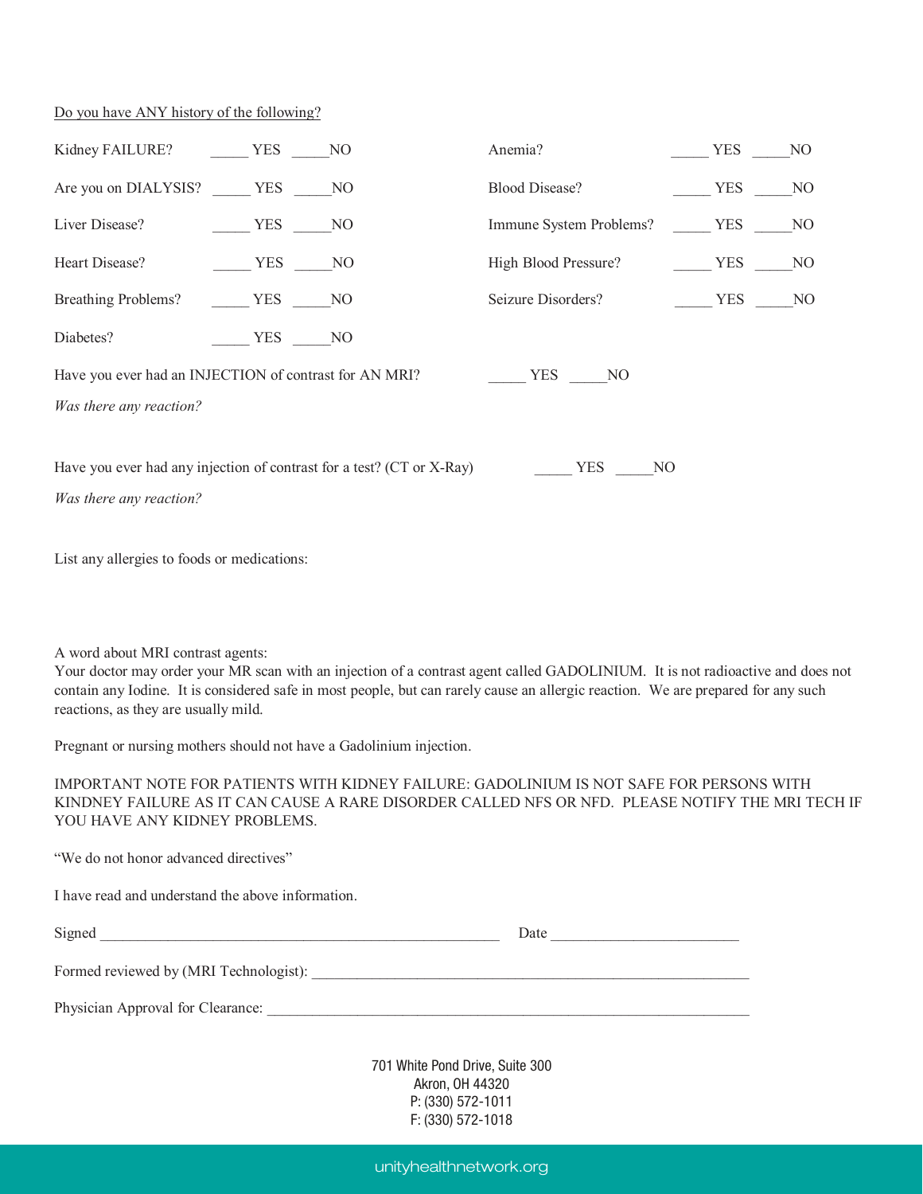Do you have ANY history of the following?

| | | | |
|---|---|---|---|
| Kidney FAILURE? | _____ YES _____NO | Anemia? | _____ YES _____NO |
| Are you on DIALYSIS? | _____ YES _____NO | Blood Disease? | _____ YES _____NO |
| Liver Disease? | _____ YES _____NO | Immune System Problems? | _____ YES _____NO |
| Heart Disease? | _____ YES _____NO | High Blood Pressure? | _____ YES _____NO |
| Breathing Problems? | _____ YES _____NO | Seizure Disorders? | _____ YES _____NO |
| Diabetes? | _____ YES _____NO | | |

Have you ever had an INJECTION of contrast for AN MRI? _____ YES _____NO

*Was there any reaction?*

Have you ever had any injection of contrast for a test? (CT or X-Ray) _____ YES _____NO

*Was there any reaction?*

List any allergies to foods or medications:

A word about MRI contrast agents:
Your doctor may order your MR scan with an injection of a contrast agent called GADOLINIUM. It is not radioactive and does not contain any Iodine. It is considered safe in most people, but can rarely cause an allergic reaction. We are prepared for any such reactions, as they are usually mild.

Pregnant or nursing mothers should not have a Gadolinium injection.

IMPORTANT NOTE FOR PATIENTS WITH KIDNEY FAILURE: GADOLINIUM IS NOT SAFE FOR PERSONS WITH KINDNEY FAILURE AS IT CAN CAUSE A RARE DISORDER CALLED NFS OR NFD. PLEASE NOTIFY THE MRI TECH IF YOU HAVE ANY KIDNEY PROBLEMS.

"We do not honor advanced directives"

I have read and understand the above information.

Signed ____________________________________________________ Date _________________________

Formed reviewed by (MRI Technologist): ____________________________________________________________

Physician Approval for Clearance: __________________________________________________________________

701 White Pond Drive, Suite 300
Akron, OH 44320
P: (330) 572-1011
F: (330) 572-1018

unityhealthnetwork.org